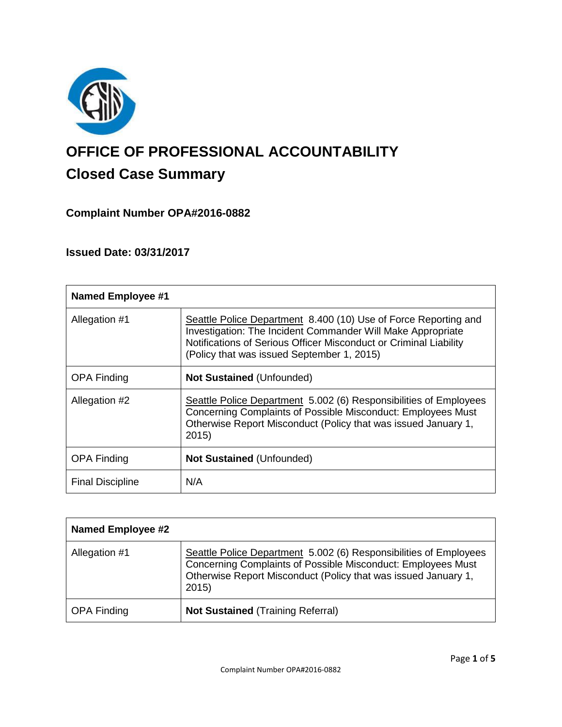# OFFICE OF PROFESSIONAL ACCOUNTABILITY

## Closed Case Summary

### Complaint Number OPA#2016-0882

### Issued Date: 03/31/2017

| **Named Employee #1** | |
|---|---|
| Allegation #1 | Seattle Police Department 8.400 (10) Use of Force Reporting and Investigation: The Incident Commander Will Make Appropriate Notifications of Serious Officer Misconduct or Criminal Liability (Policy that was issued September 1, 2015) |
| OPA Finding | **Not Sustained** (Unfounded) |
| Allegation #2 | Seattle Police Department 5.002 (6) Responsibilities of Employees Concerning Complaints of Possible Misconduct: Employees Must Otherwise Report Misconduct (Policy that was issued January 1, 2015) |
| OPA Finding | **Not Sustained** (Unfounded) |
| Final Discipline | N/A |

| **Named Employee #2** | |
|---|---|
| Allegation #1 | Seattle Police Department 5.002 (6) Responsibilities of Employees Concerning Complaints of Possible Misconduct: Employees Must Otherwise Report Misconduct (Policy that was issued January 1, 2015) |
| OPA Finding | **Not Sustained** (Training Referral) |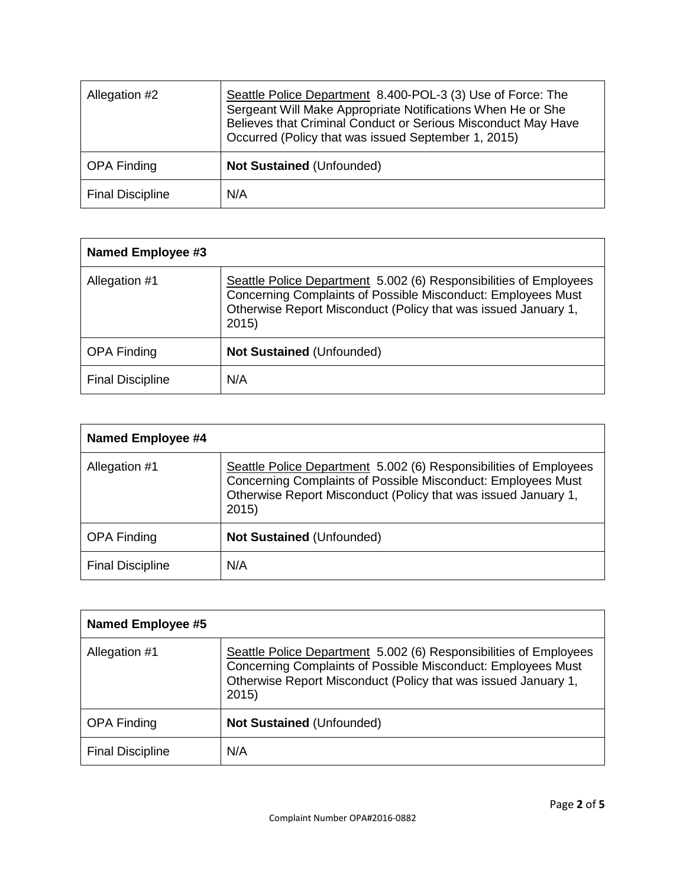| Allegation #2 | Seattle Police Department 8.400-POL-3 (3) Use of Force: The Sergeant Will Make Appropriate Notifications When He or She Believes that Criminal Conduct or Serious Misconduct May Have Occurred (Policy that was issued September 1, 2015) |
|---|---|
| OPA Finding | **Not Sustained** (Unfounded) |
| Final Discipline | N/A |

| **Named Employee #3** | |
|---|---|
| Allegation #1 | Seattle Police Department 5.002 (6) Responsibilities of Employees Concerning Complaints of Possible Misconduct: Employees Must Otherwise Report Misconduct (Policy that was issued January 1, 2015) |
| OPA Finding | **Not Sustained** (Unfounded) |
| Final Discipline | N/A |

| **Named Employee #4** | |
|---|---|
| Allegation #1 | Seattle Police Department 5.002 (6) Responsibilities of Employees Concerning Complaints of Possible Misconduct: Employees Must Otherwise Report Misconduct (Policy that was issued January 1, 2015) |
| OPA Finding | **Not Sustained** (Unfounded) |
| Final Discipline | N/A |

| **Named Employee #5** | |
|---|---|
| Allegation #1 | Seattle Police Department 5.002 (6) Responsibilities of Employees Concerning Complaints of Possible Misconduct: Employees Must Otherwise Report Misconduct (Policy that was issued January 1, 2015) |
| OPA Finding | **Not Sustained** (Unfounded) |
| Final Discipline | N/A |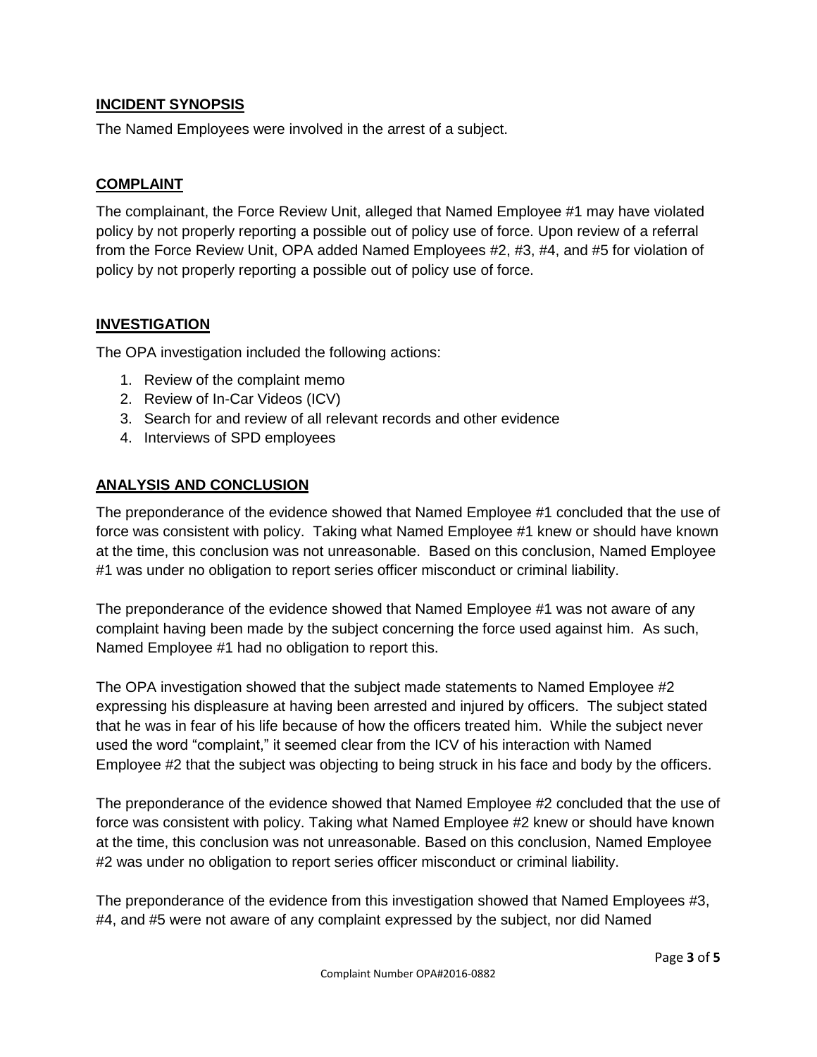## INCIDENT SYNOPSIS

The Named Employees were involved in the arrest of a subject.

## COMPLAINT

The complainant, the Force Review Unit, alleged that Named Employee #1 may have violated policy by not properly reporting a possible out of policy use of force. Upon review of a referral from the Force Review Unit, OPA added Named Employees #2, #3, #4, and #5 for violation of policy by not properly reporting a possible out of policy use of force.

## INVESTIGATION

The OPA investigation included the following actions:

1. Review of the complaint memo
2. Review of In-Car Videos (ICV)
3. Search for and review of all relevant records and other evidence
4. Interviews of SPD employees

## ANALYSIS AND CONCLUSION

The preponderance of the evidence showed that Named Employee #1 concluded that the use of force was consistent with policy. Taking what Named Employee #1 knew or should have known at the time, this conclusion was not unreasonable. Based on this conclusion, Named Employee #1 was under no obligation to report series officer misconduct or criminal liability.

The preponderance of the evidence showed that Named Employee #1 was not aware of any complaint having been made by the subject concerning the force used against him. As such, Named Employee #1 had no obligation to report this.

The OPA investigation showed that the subject made statements to Named Employee #2 expressing his displeasure at having been arrested and injured by officers. The subject stated that he was in fear of his life because of how the officers treated him. While the subject never used the word "complaint," it seemed clear from the ICV of his interaction with Named Employee #2 that the subject was objecting to being struck in his face and body by the officers.

The preponderance of the evidence showed that Named Employee #2 concluded that the use of force was consistent with policy. Taking what Named Employee #2 knew or should have known at the time, this conclusion was not unreasonable. Based on this conclusion, Named Employee #2 was under no obligation to report series officer misconduct or criminal liability.

The preponderance of the evidence from this investigation showed that Named Employees #3, #4, and #5 were not aware of any complaint expressed by the subject, nor did Named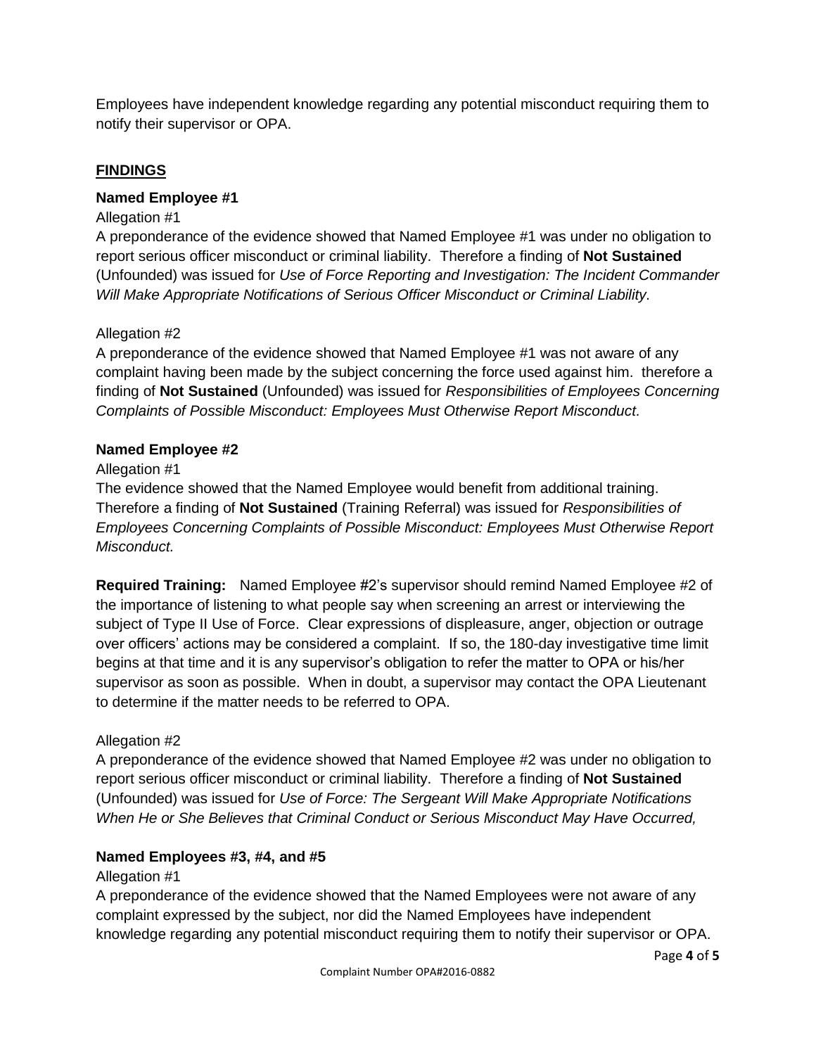Employees have independent knowledge regarding any potential misconduct requiring them to notify their supervisor or OPA.

## FINDINGS

### Named Employee #1

Allegation #1

A preponderance of the evidence showed that Named Employee #1 was under no obligation to report serious officer misconduct or criminal liability. Therefore a finding of **Not Sustained** (Unfounded) was issued for *Use of Force Reporting and Investigation: The Incident Commander Will Make Appropriate Notifications of Serious Officer Misconduct or Criminal Liability.*

Allegation #2

A preponderance of the evidence showed that Named Employee #1 was not aware of any complaint having been made by the subject concerning the force used against him. therefore a finding of **Not Sustained** (Unfounded) was issued for *Responsibilities of Employees Concerning Complaints of Possible Misconduct: Employees Must Otherwise Report Misconduct.*

### Named Employee #2

Allegation #1

The evidence showed that the Named Employee would benefit from additional training. Therefore a finding of **Not Sustained** (Training Referral) was issued for *Responsibilities of Employees Concerning Complaints of Possible Misconduct: Employees Must Otherwise Report Misconduct.*

**Required Training:** Named Employee #2's supervisor should remind Named Employee #2 of the importance of listening to what people say when screening an arrest or interviewing the subject of Type II Use of Force. Clear expressions of displeasure, anger, objection or outrage over officers' actions may be considered a complaint. If so, the 180-day investigative time limit begins at that time and it is any supervisor's obligation to refer the matter to OPA or his/her supervisor as soon as possible. When in doubt, a supervisor may contact the OPA Lieutenant to determine if the matter needs to be referred to OPA.

Allegation #2

A preponderance of the evidence showed that Named Employee #2 was under no obligation to report serious officer misconduct or criminal liability. Therefore a finding of **Not Sustained** (Unfounded) was issued for *Use of Force: The Sergeant Will Make Appropriate Notifications When He or She Believes that Criminal Conduct or Serious Misconduct May Have Occurred,*

### Named Employees #3, #4, and #5

Allegation #1

A preponderance of the evidence showed that the Named Employees were not aware of any complaint expressed by the subject, nor did the Named Employees have independent knowledge regarding any potential misconduct requiring them to notify their supervisor or OPA.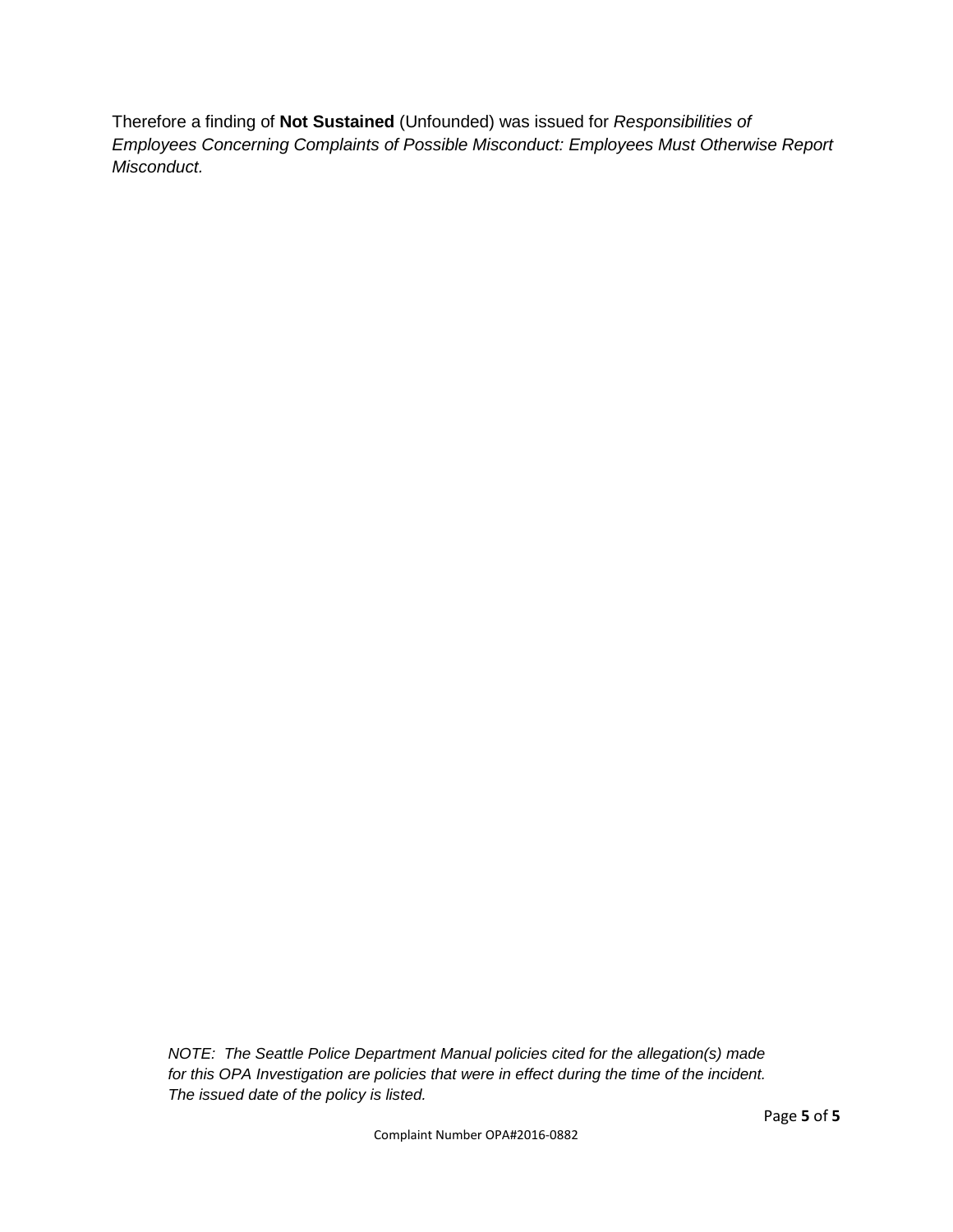Therefore a finding of **Not Sustained** (Unfounded) was issued for *Responsibilities of Employees Concerning Complaints of Possible Misconduct: Employees Must Otherwise Report Misconduct.*

*NOTE: The Seattle Police Department Manual policies cited for the allegation(s) made for this OPA Investigation are policies that were in effect during the time of the incident. The issued date of the policy is listed.*